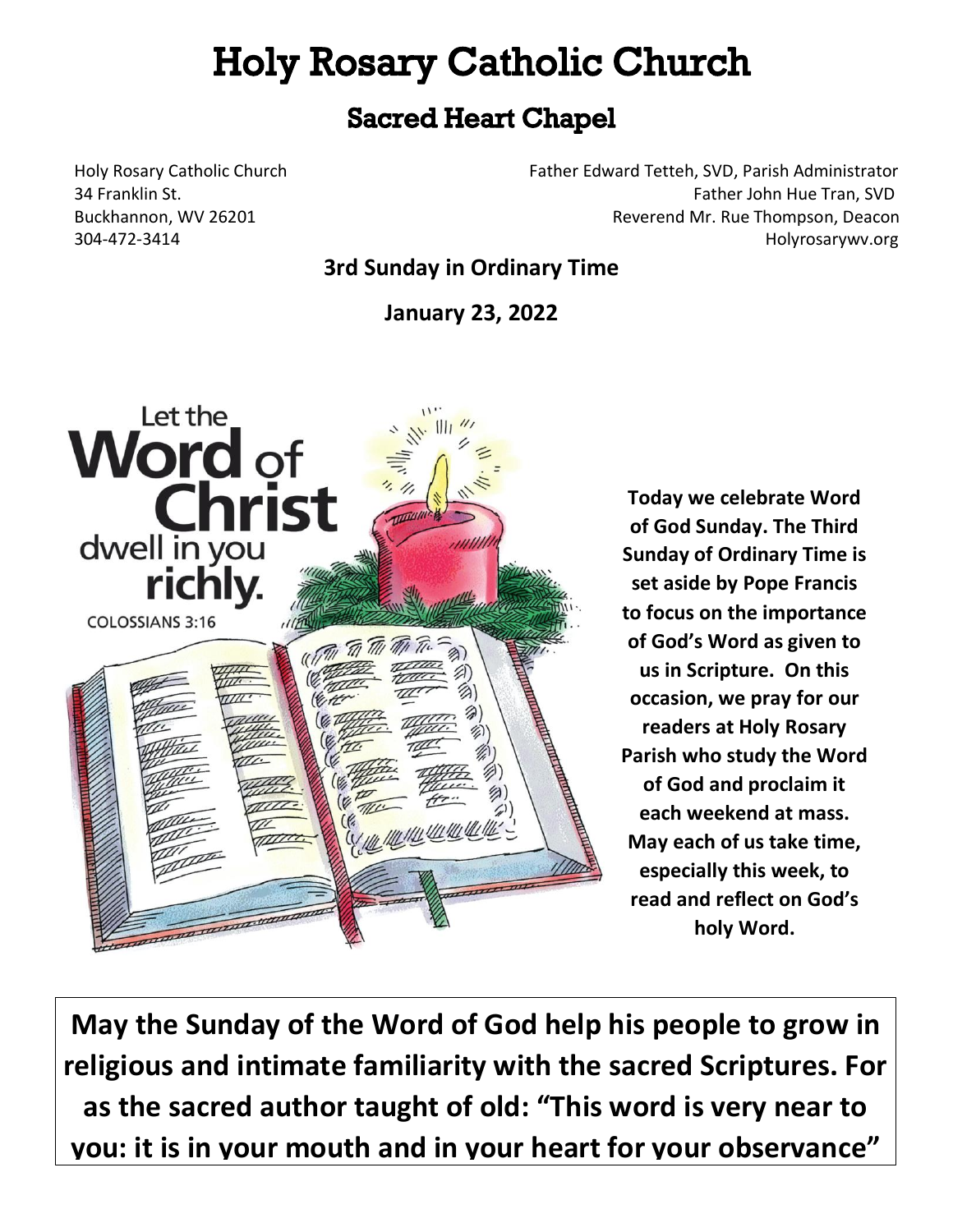# Holy Rosary Catholic Church

## Sacred Heart Chapel

Holy Rosary Catholic Church
34 Franklin St.
Buckhannon, WV 26201
304-472-3414

Father Edward Tetteh, SVD, Parish Administrator
Father John Hue Tran, SVD
Reverend Mr. Rue Thompson, Deacon
Holyrosarywv.org

**3rd Sunday in Ordinary Time**

**January 23, 2022**

Let the Word of Christ dwell in you richly.
COLOSSIANS 3:16

**Today we celebrate Word of God Sunday. The Third Sunday of Ordinary Time is set aside by Pope Francis to focus on the importance of God's Word as given to us in Scripture. On this occasion, we pray for our readers at Holy Rosary Parish who study the Word of God and proclaim it each weekend at mass. May each of us take time, especially this week, to read and reflect on God's holy Word.**

**May the Sunday of the Word of God help his people to grow in religious and intimate familiarity with the sacred Scriptures. For as the sacred author taught of old: "This word is very near to you: it is in your mouth and in your heart for your observance"**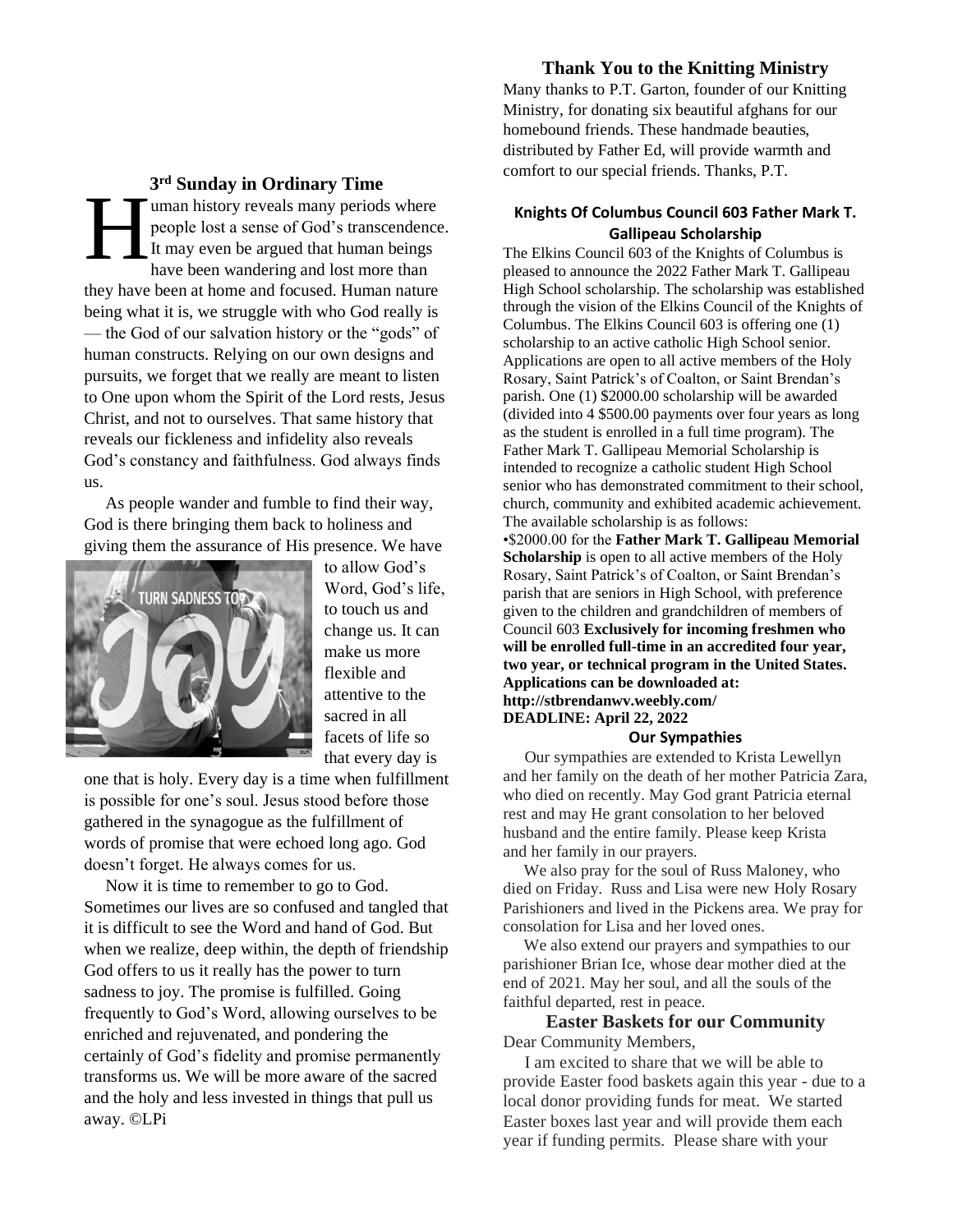### 3rd Sunday in Ordinary Time

Human history reveals many periods where people lost a sense of God's transcendence. It may even be argued that human beings have been wandering and lost more than they have been at home and focused. Human nature being what it is, we struggle with who God really is — the God of our salvation history or the "gods" of human constructs. Relying on our own designs and pursuits, we forget that we really are meant to listen to One upon whom the Spirit of the Lord rests, Jesus Christ, and not to ourselves. That same history that reveals our fickleness and infidelity also reveals God's constancy and faithfulness. God always finds us.

As people wander and fumble to find their way, God is there bringing them back to holiness and giving them the assurance of His presence. We have to allow God's Word, God's life, to touch us and change us. It can make us more flexible and attentive to the sacred in all facets of life so that every day is one that is holy. Every day is a time when fulfillment is possible for one's soul. Jesus stood before those gathered in the synagogue as the fulfillment of words of promise that were echoed long ago. God doesn't forget. He always comes for us.

Now it is time to remember to go to God. Sometimes our lives are so confused and tangled that it is difficult to see the Word and hand of God. But when we realize, deep within, the depth of friendship God offers to us it really has the power to turn sadness to joy. The promise is fulfilled. Going frequently to God's Word, allowing ourselves to be enriched and rejuvenated, and pondering the certainly of God's fidelity and promise permanently transforms us. We will be more aware of the sacred and the holy and less invested in things that pull us away. ©LPi

### Thank You to the Knitting Ministry

Many thanks to P.T. Garton, founder of our Knitting Ministry, for donating six beautiful afghans for our homebound friends. These handmade beauties, distributed by Father Ed, will provide warmth and comfort to our special friends. Thanks, P.T.

### Knights Of Columbus Council 603 Father Mark T. Gallipeau Scholarship

The Elkins Council 603 of the Knights of Columbus is pleased to announce the 2022 Father Mark T. Gallipeau High School scholarship. The scholarship was established through the vision of the Elkins Council of the Knights of Columbus. The Elkins Council 603 is offering one (1) scholarship to an active catholic High School senior. Applications are open to all active members of the Holy Rosary, Saint Patrick's of Coalton, or Saint Brendan's parish. One (1) $2000.00 scholarship will be awarded (divided into 4 $500.00 payments over four years as long as the student is enrolled in a full time program). The Father Mark T. Gallipeau Memorial Scholarship is intended to recognize a catholic student High School senior who has demonstrated commitment to their school, church, community and exhibited academic achievement. The available scholarship is as follows:

•$2000.00 for the **Father Mark T. Gallipeau Memorial Scholarship** is open to all active members of the Holy Rosary, Saint Patrick's of Coalton, or Saint Brendan's parish that are seniors in High School, with preference given to the children and grandchildren of members of Council 603 **Exclusively for incoming freshmen who will be enrolled full-time in an accredited four year, two year, or technical program in the United States. Applications can be downloaded at: http://stbrendanwv.weebly.com/ DEADLINE: April 22, 2022**

### Our Sympathies

Our sympathies are extended to Krista Lewellyn and her family on the death of her mother Patricia Zara, who died on recently. May God grant Patricia eternal rest and may He grant consolation to her beloved husband and the entire family. Please keep Krista and her family in our prayers.

We also pray for the soul of Russ Maloney, who died on Friday. Russ and Lisa were new Holy Rosary Parishioners and lived in the Pickens area. We pray for consolation for Lisa and her loved ones.

We also extend our prayers and sympathies to our parishioner Brian Ice, whose dear mother died at the end of 2021. May her soul, and all the souls of the faithful departed, rest in peace.

### Easter Baskets for our Community

Dear Community Members,

I am excited to share that we will be able to provide Easter food baskets again this year - due to a local donor providing funds for meat. We started Easter boxes last year and will provide them each year if funding permits. Please share with your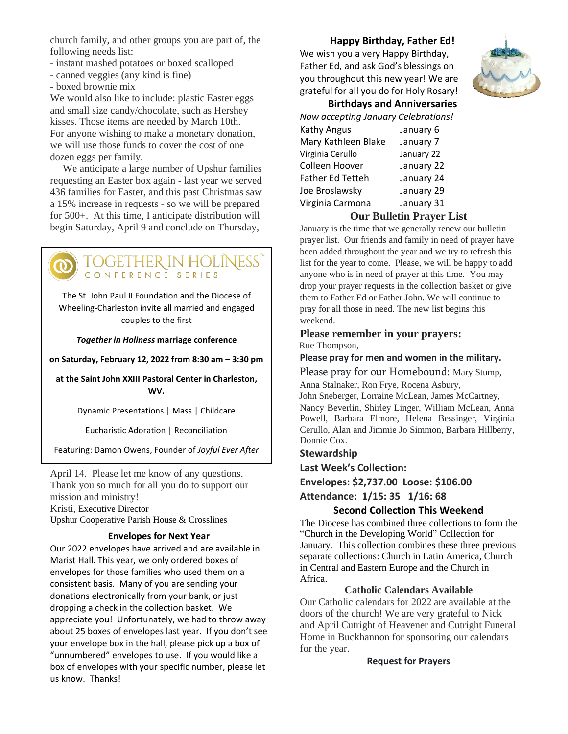church family, and other groups you are part of, the following needs list:

- instant mashed potatoes or boxed scalloped
- canned veggies (any kind is fine)
- boxed brownie mix

We would also like to include: plastic Easter eggs and small size candy/chocolate, such as Hershey kisses. Those items are needed by March 10th. For anyone wishing to make a monetary donation, we will use those funds to cover the cost of one dozen eggs per family.

We anticipate a large number of Upshur families requesting an Easter box again - last year we served 436 families for Easter, and this past Christmas saw a 15% increase in requests - so we will be prepared for 500+. At this time, I anticipate distribution will begin Saturday, April 9 and conclude on Thursday, April 14. Please let me know of any questions. Thank you so much for all you do to support our mission and ministry!

Kristi, Executive Director
Upshur Cooperative Parish House & Crosslines

---

**TOGETHER IN HOLINESS™**
**CONFERENCE SERIES**

The St. John Paul II Foundation and the Diocese of Wheeling-Charleston invite all married and engaged couples to the first

***Together in Holiness* marriage conference**

**on Saturday, February 12, 2022 from 8:30 am – 3:30 pm**

**at the Saint John XXIII Pastoral Center in Charleston, WV.**

Dynamic Presentations | Mass | Childcare

Eucharistic Adoration | Reconciliation

Featuring: Damon Owens, Founder of *Joyful Ever After*

---

### Envelopes for Next Year

Our 2022 envelopes have arrived and are available in Marist Hall. This year, we only ordered boxes of envelopes for those families who used them on a consistent basis. Many of you are sending your donations electronically from your bank, or just dropping a check in the collection basket. We appreciate you! Unfortunately, we had to throw away about 25 boxes of envelopes last year. If you don't see your envelope box in the hall, please pick up a box of "unnumbered" envelopes to use. If you would like a box of envelopes with your specific number, please let us know. Thanks!

### Happy Birthday, Father Ed!

We wish you a very Happy Birthday, Father Ed, and ask God's blessings on you throughout this new year! We are grateful for all you do for Holy Rosary!

### Birthdays and Anniversaries

*Now accepting January Celebrations!*

| | |
|---|---|
| Kathy Angus | January 6 |
| Mary Kathleen Blake | January 7 |
| Virginia Cerullo | January 22 |
| Colleen Hoover | January 22 |
| Father Ed Tetteh | January 24 |
| Joe Broslawsky | January 29 |
| Virginia Carmona | January 31 |

### Our Bulletin Prayer List

January is the time that we generally renew our bulletin prayer list. Our friends and family in need of prayer have been added throughout the year and we try to refresh this list for the year to come. Please, we will be happy to add anyone who is in need of prayer at this time. You may drop your prayer requests in the collection basket or give them to Father Ed or Father John. We will continue to pray for all those in need. The new list begins this weekend.

### Please remember in your prayers:

Rue Thompson,

**Please pray for men and women in the military.**

Please pray for our Homebound: Mary Stump, Anna Stalnaker, Ron Frye, Rocena Asbury, John Sneberger, Lorraine McLean, James McCartney, Nancy Beverlin, Shirley Linger, William McLean, Anna Powell, Barbara Elmore, Helena Bessinger, Virginia Cerullo, Alan and Jimmie Jo Simmon, Barbara Hillberry, Donnie Cox.

### Stewardship

**Last Week's Collection:**

**Envelopes: $2,737.00 Loose: $106.00**

**Attendance: 1/15: 35 1/16: 68**

### Second Collection This Weekend

The Diocese has combined three collections to form the "Church in the Developing World" Collection for January. This collection combines these three previous separate collections: Church in Latin America, Church in Central and Eastern Europe and the Church in Africa.

### Catholic Calendars Available

Our Catholic calendars for 2022 are available at the doors of the church! We are very grateful to Nick and April Cutright of Heavener and Cutright Funeral Home in Buckhannon for sponsoring our calendars for the year.

### Request for Prayers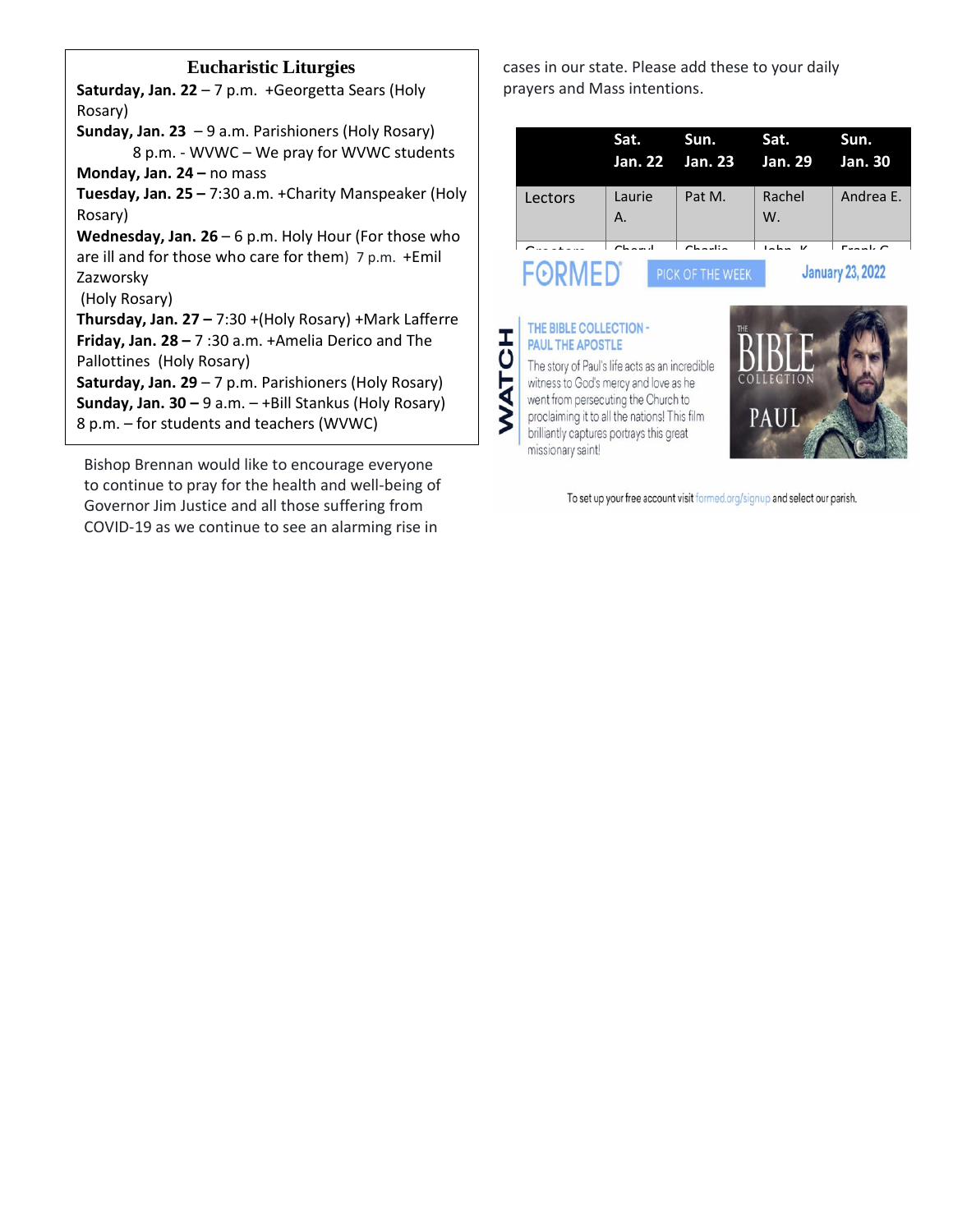## Eucharistic Liturgies

**Saturday, Jan. 22** – 7 p.m. +Georgetta Sears (Holy Rosary)

**Sunday, Jan. 23** – 9 a.m. Parishioners (Holy Rosary)
8 p.m. - WVWC – We pray for WVWC students

**Monday, Jan. 24 –** no mass

**Tuesday, Jan. 25 –** 7:30 a.m. +Charity Manspeaker (Holy Rosary)

**Wednesday, Jan. 26** – 6 p.m. Holy Hour (For those who are ill and for those who care for them) 7 p.m. +Emil Zazworsky
(Holy Rosary)

**Thursday, Jan. 27 –** 7:30 +(Holy Rosary) +Mark Lafferre

**Friday, Jan. 28 –** 7 :30 a.m. +Amelia Derico and The Pallottines (Holy Rosary)

**Saturday, Jan. 29** – 7 p.m. Parishioners (Holy Rosary)

**Sunday, Jan. 30 –** 9 a.m. – +Bill Stankus (Holy Rosary)
8 p.m. – for students and teachers (WVWC)

Bishop Brennan would like to encourage everyone to continue to pray for the health and well-being of Governor Jim Justice and all those suffering from COVID-19 as we continue to see an alarming rise in cases in our state. Please add these to your daily prayers and Mass intentions.

| | Sat. Jan. 22 | Sun. Jan. 23 | Sat. Jan. 29 | Sun. Jan. 30 |
|---|---|---|---|---|
| Lectors | Laurie A. | Pat M. | Rachel W. | Andrea E. |
| Greeters | Cheryl | Charlie | John K. | Frank C. |

FORMED PICK OF THE WEEK January 23, 2022

WATCH

THE BIBLE COLLECTION - PAUL THE APOSTLE

The story of Paul's life acts as an incredible witness to God's mercy and love as he went from persecuting the Church to proclaiming it to all the nations! This film brilliantly captures portrays this great missionary saint!

THE BIBLE COLLECTION PAUL

To set up your free account visit formed.org/signup and select our parish.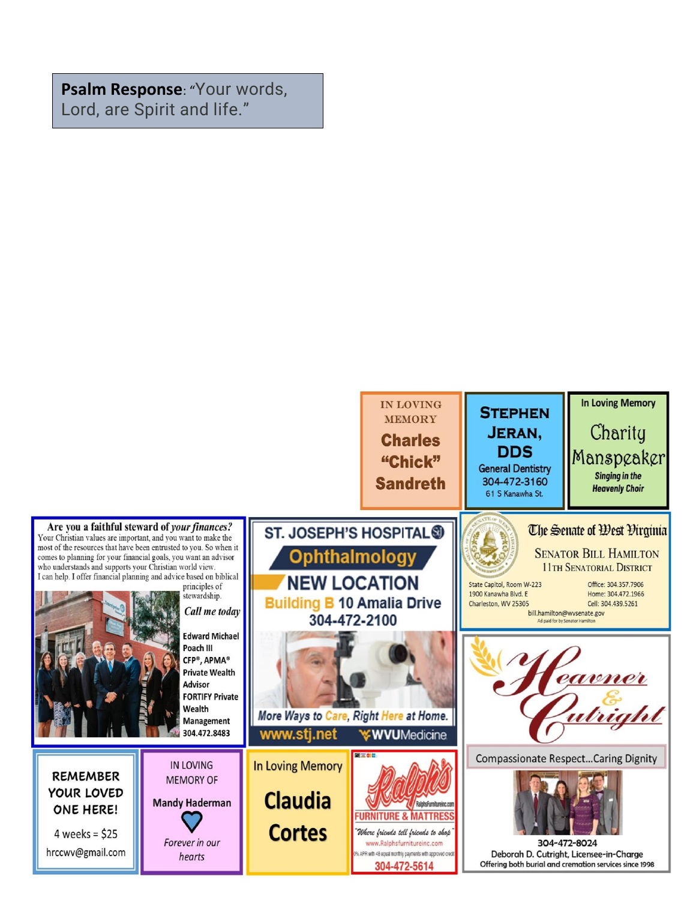**Psalm Response**: "Your words, Lord, are Spirit and life."

IN LOVING MEMORY

**Charles "Chick" Sandreth**

**STEPHEN JERAN, DDS**

General Dentistry

304-472-3160

61 S Kanawha St.

In Loving Memory

Charity Manspeaker

*Singing in the Heavenly Choir*

**Are you a faithful steward of *your finances?***

Your Christian values are important, and you want to make the most of the resources that have been entrusted to you. So when it comes to planning for your financial goals, you want an advisor who understands and supports your Christian world view. I can help. I offer financial planning and advice based on biblical principles of stewardship.

*Call me today*

Edward Michael Poach III
CFP®, APMA®
Private Wealth Advisor
FORTIFY Private Wealth Management
304.472.8483

**ST. JOSEPH'S HOSPITAL**

**Ophthalmology**

**NEW LOCATION**

**Building B 10 Amalia Drive**

**304-472-2100**

*More Ways to Care, Right Here at Home.*

www.stj.net WVUMedicine

**The Senate of West Virginia**

SENATOR BILL HAMILTON
11TH SENATORIAL DISTRICT

State Capitol, Room W-223
1900 Kanawha Blvd. E
Charleston, WV 25305

Office: 304.357.7906
Home: 304.472.1966
Cell: 304.439.5261

bill.hamilton@wvsenate.gov

Ad paid for by Senator Hamilton

**Heavner & Cutright**

Compassionate Respect...Caring Dignity

304-472-8024

Deborah D. Cutright, Licensee-in-Charge

Offering both burial and cremation services since 1998

**REMEMBER YOUR LOVED ONE HERE!**

4 weeks = $25

hrccwv@gmail.com

IN LOVING MEMORY OF

**Mandy Haderman**

*Forever in our hearts*

In Loving Memory

**Claudia Cortes**

**Ralph's**

RalphsFurnitureinc.com

FURNITURE & MATTRESS

*"Where friends tell friends to shop"*

www.Ralphsfurnitureinc.com

0% APR with 48 equal monthly payments with approved credit

304-472-5614